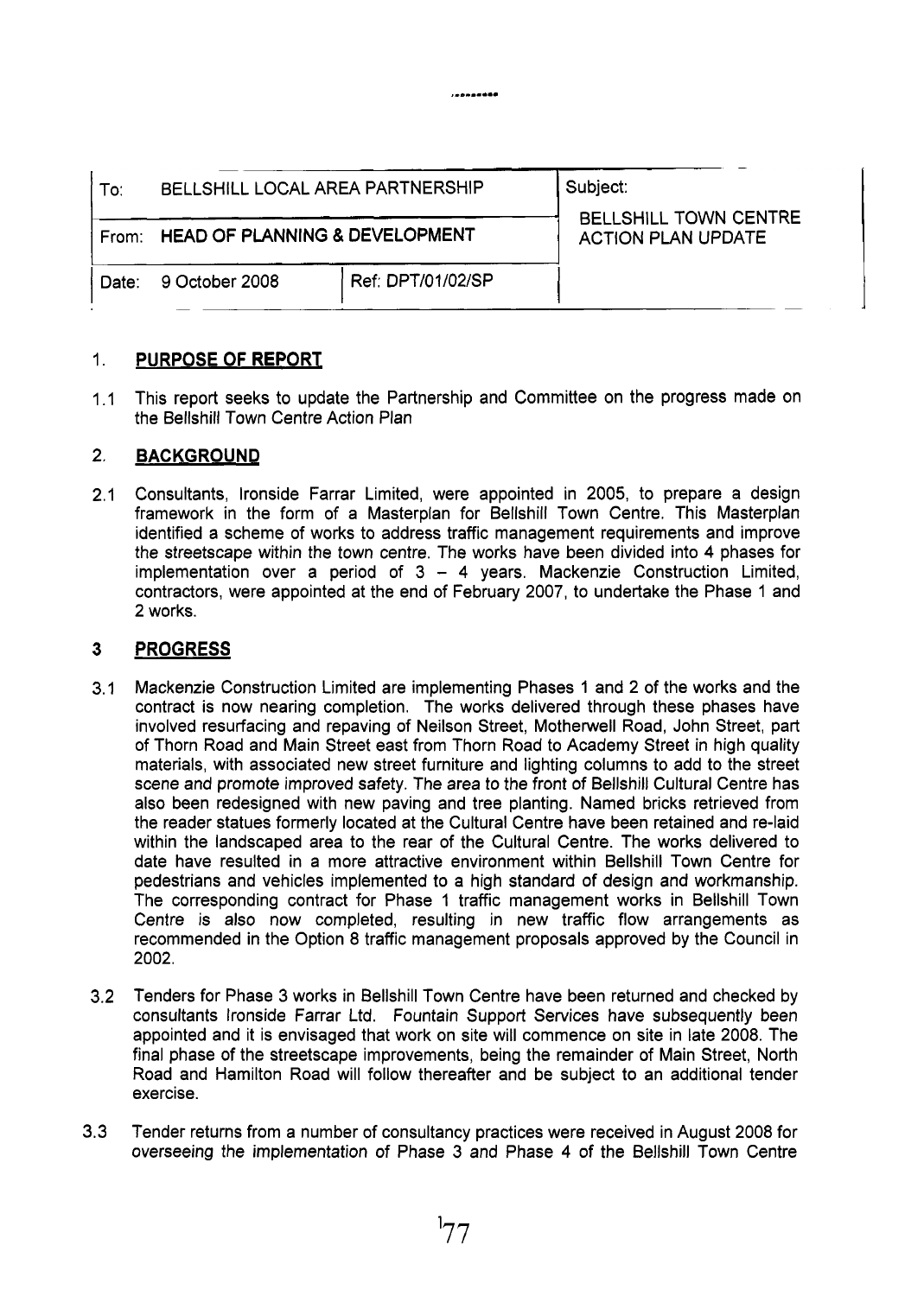| To: BELLSHILL LOCAL AREA PARTNERSHIP | | Subject: |
|---|---|---|
| From: **HEAD OF PLANNING & DEVELOPMENT** | | BELLSHILL TOWN CENTRE ACTION PLAN UPDATE |
| Date: 9 October 2008 | Ref: DPT/01/02/SP | |

## 1. PURPOSE OF REPORT

1.1 This report seeks to update the Partnership and Committee on the progress made on the Bellshill Town Centre Action Plan

## 2. BACKGROUND

2.1 Consultants, Ironside Farrar Limited, were appointed in 2005, to prepare a design framework in the form of a Masterplan for Bellshill Town Centre. This Masterplan identified a scheme of works to address traffic management requirements and improve the streetscape within the town centre. The works have been divided into 4 phases for implementation over a period of 3 – 4 years. Mackenzie Construction Limited, contractors, were appointed at the end of February 2007, to undertake the Phase 1 and 2 works.

## 3 PROGRESS

3.1 Mackenzie Construction Limited are implementing Phases 1 and 2 of the works and the contract is now nearing completion. The works delivered through these phases have involved resurfacing and repaving of Neilson Street, Motherwell Road, John Street, part of Thorn Road and Main Street east from Thorn Road to Academy Street in high quality materials, with associated new street furniture and lighting columns to add to the street scene and promote improved safety. The area to the front of Bellshill Cultural Centre has also been redesigned with new paving and tree planting. Named bricks retrieved from the reader statues formerly located at the Cultural Centre have been retained and re-laid within the landscaped area to the rear of the Cultural Centre. The works delivered to date have resulted in a more attractive environment within Bellshill Town Centre for pedestrians and vehicles implemented to a high standard of design and workmanship. The corresponding contract for Phase 1 traffic management works in Bellshill Town Centre is also now completed, resulting in new traffic flow arrangements as recommended in the Option 8 traffic management proposals approved by the Council in 2002.

3.2 Tenders for Phase 3 works in Bellshill Town Centre have been returned and checked by consultants Ironside Farrar Ltd. Fountain Support Services have subsequently been appointed and it is envisaged that work on site will commence on site in late 2008. The final phase of the streetscape improvements, being the remainder of Main Street, North Road and Hamilton Road will follow thereafter and be subject to an additional tender exercise.

3.3 Tender returns from a number of consultancy practices were received in August 2008 for overseeing the implementation of Phase 3 and Phase 4 of the Bellshill Town Centre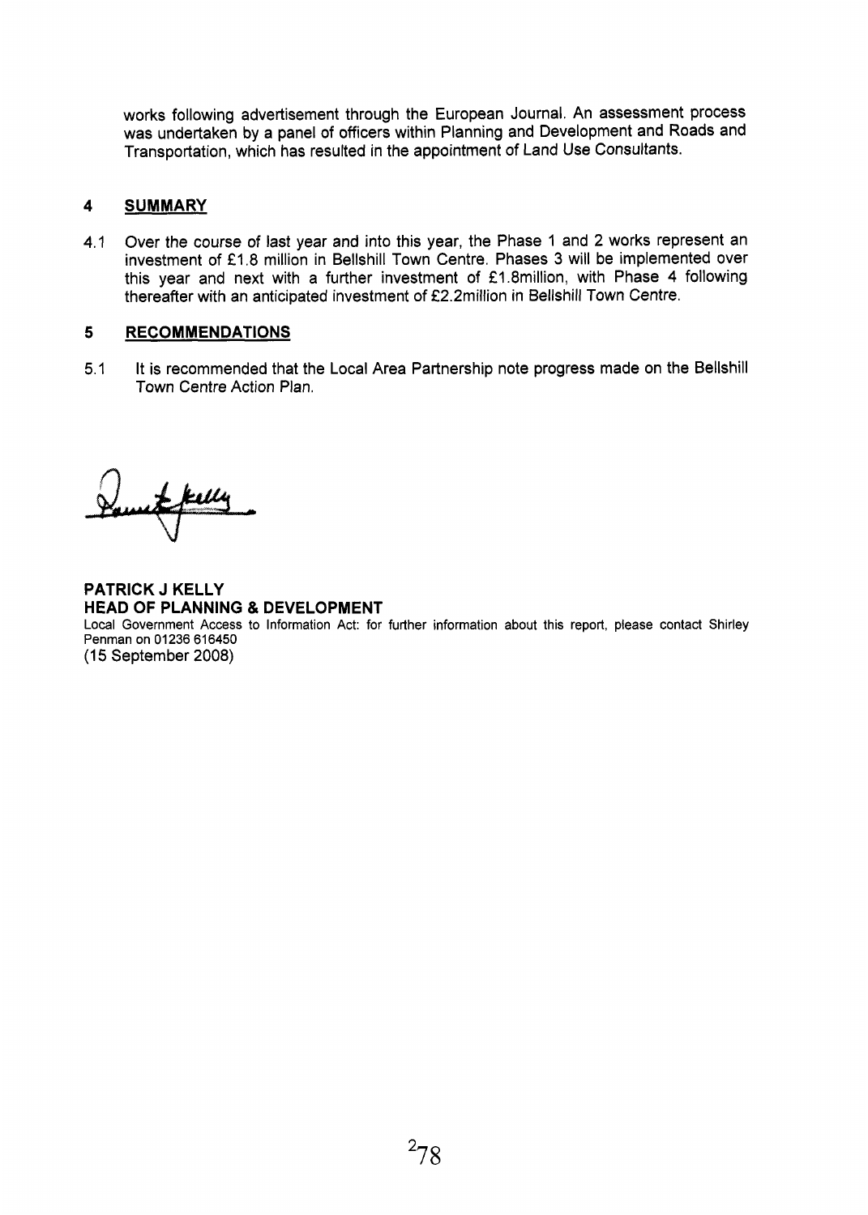works following advertisement through the European Journal. An assessment process was undertaken by a panel of officers within Planning and Development and Roads and Transportation, which has resulted in the appointment of Land Use Consultants.

## 4 SUMMARY

4.1 Over the course of last year and into this year, the Phase 1 and 2 works represent an investment of £1.8 million in Bellshill Town Centre. Phases 3 will be implemented over this year and next with a further investment of £1.8million, with Phase 4 following thereafter with an anticipated investment of £2.2million in Bellshill Town Centre.

## 5 RECOMMENDATIONS

5.1 It is recommended that the Local Area Partnership note progress made on the Bellshill Town Centre Action Plan.

**PATRICK J KELLY**
**HEAD OF PLANNING & DEVELOPMENT**

Local Government Access to Information Act: for further information about this report, please contact Shirley Penman on 01236 616450

(15 September 2008)